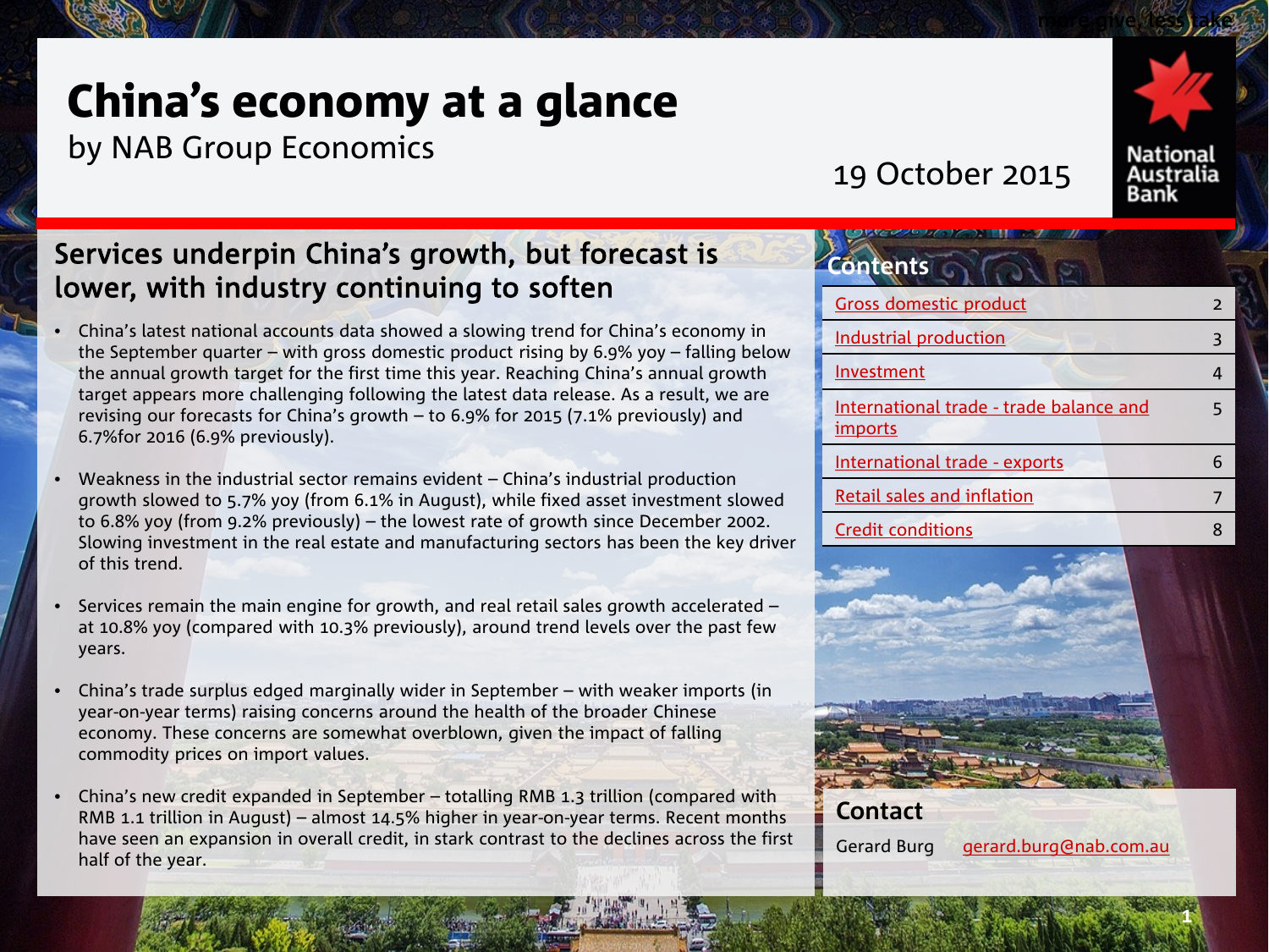# China's economy at a glance

by NAB Group Economics

19 October 2015

## Services underpin China's growth, but forecast is lower, with industry continuing to soften

- China's latest national accounts data showed a slowing trend for China's economy in the September quarter – with gross domestic product rising by 6.9% yoy – falling below the annual growth target for the first time this year. Reaching China's annual growth target appears more challenging following the latest data release. As a result, we are revising our forecasts for China's growth – to 6.9% for 2015 (7.1% previously) and 6.7%for 2016 (6.9% previously).
- Weakness in the industrial sector remains evident – China's industrial production growth slowed to 5.7% yoy (from 6.1% in August), while fixed asset investment slowed to 6.8% yoy (from 9.2% previously) – the lowest rate of growth since December 2002. Slowing investment in the real estate and manufacturing sectors has been the key driver of this trend.
- Services remain the main engine for growth, and real retail sales growth accelerated – at 10.8% yoy (compared with 10.3% previously), around trend levels over the past few years.
- China's trade surplus edged marginally wider in September – with weaker imports (in year-on-year terms) raising concerns around the health of the broader Chinese economy. These concerns are somewhat overblown, given the impact of falling commodity prices on import values.
- China's new credit expanded in September – totalling RMB 1.3 trillion (compared with RMB 1.1 trillion in August) – almost 14.5% higher in year-on-year terms. Recent months have seen an expansion in overall credit, in stark contrast to the declines across the first half of the year.

## Contents

| Section | Page |
|---|---|
| Gross domestic product | 2 |
| Industrial production | 3 |
| Investment | 4 |
| International trade - trade balance and imports | 5 |
| International trade - exports | 6 |
| Retail sales and inflation | 7 |
| Credit conditions | 8 |

## Contact

Gerard Burg gerard.burg@nab.com.au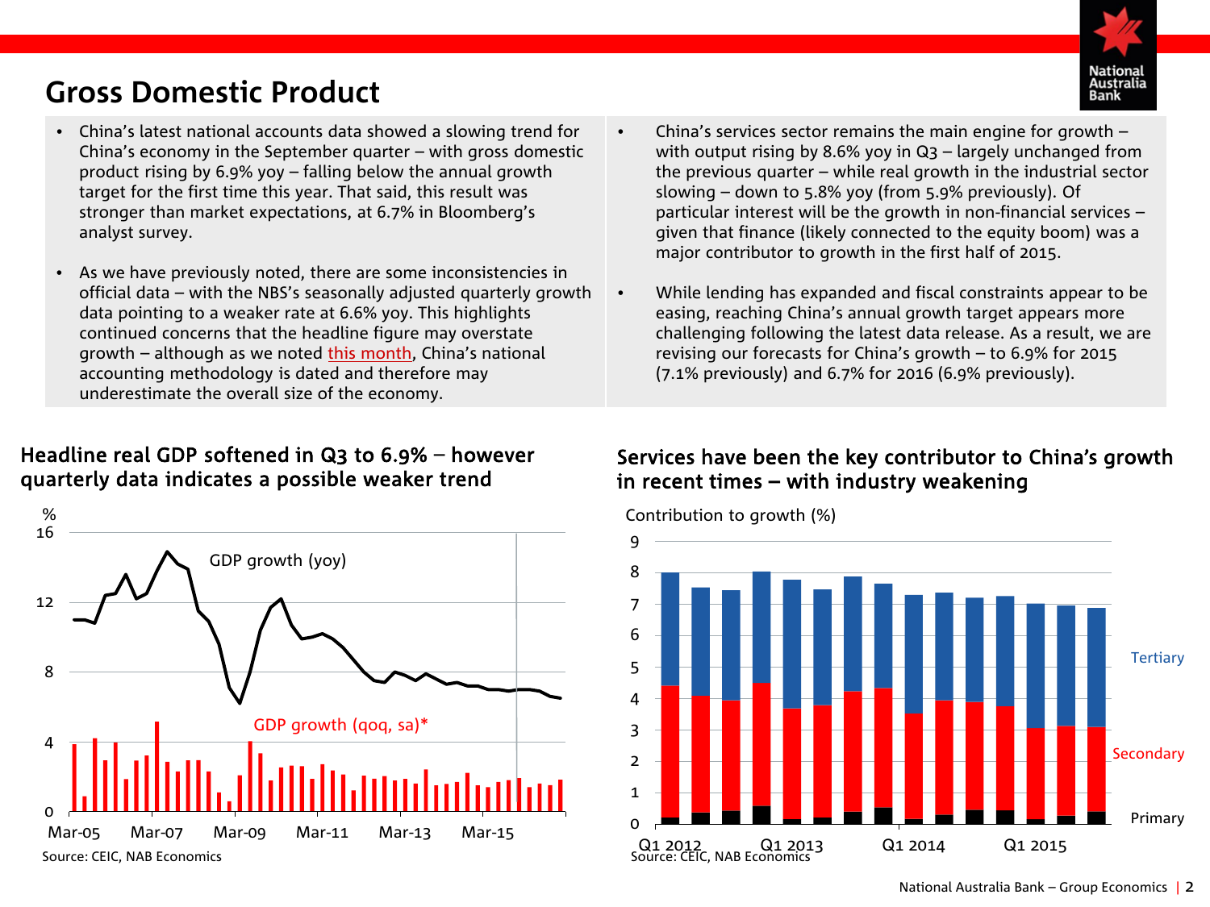# Gross Domestic Product

- China's latest national accounts data showed a slowing trend for China's economy in the September quarter – with gross domestic product rising by 6.9% yoy – falling below the annual growth target for the first time this year. That said, this result was stronger than market expectations, at 6.7% in Bloomberg's analyst survey.
- As we have previously noted, there are some inconsistencies in official data – with the NBS's seasonally adjusted quarterly growth data pointing to a weaker rate at 6.6% yoy. This highlights continued concerns that the headline figure may overstate growth – although as we noted this month, China's national accounting methodology is dated and therefore may underestimate the overall size of the economy.
- China's services sector remains the main engine for growth – with output rising by 8.6% yoy in Q3 – largely unchanged from the previous quarter – while real growth in the industrial sector slowing – down to 5.8% yoy (from 5.9% previously). Of particular interest will be the growth in non-financial services – given that finance (likely connected to the equity boom) was a major contributor to growth in the first half of 2015.
- While lending has expanded and fiscal constraints appear to be easing, reaching China's annual growth target appears more challenging following the latest data release. As a result, we are revising our forecasts for China's growth – to 6.9% for 2015 (7.1% previously) and 6.7% for 2016 (6.9% previously).

## Headline real GDP softened in Q3 to 6.9% – however quarterly data indicates a possible weaker trend

%

GDP growth (yoy)

GDP growth (qoq, sa)*

Source: CEIC, NAB Economics

## Services have been the key contributor to China's growth in recent times – with industry weakening

Contribution to growth (%)

Tertiary, Secondary, Primary

Source: CEIC, NAB Economics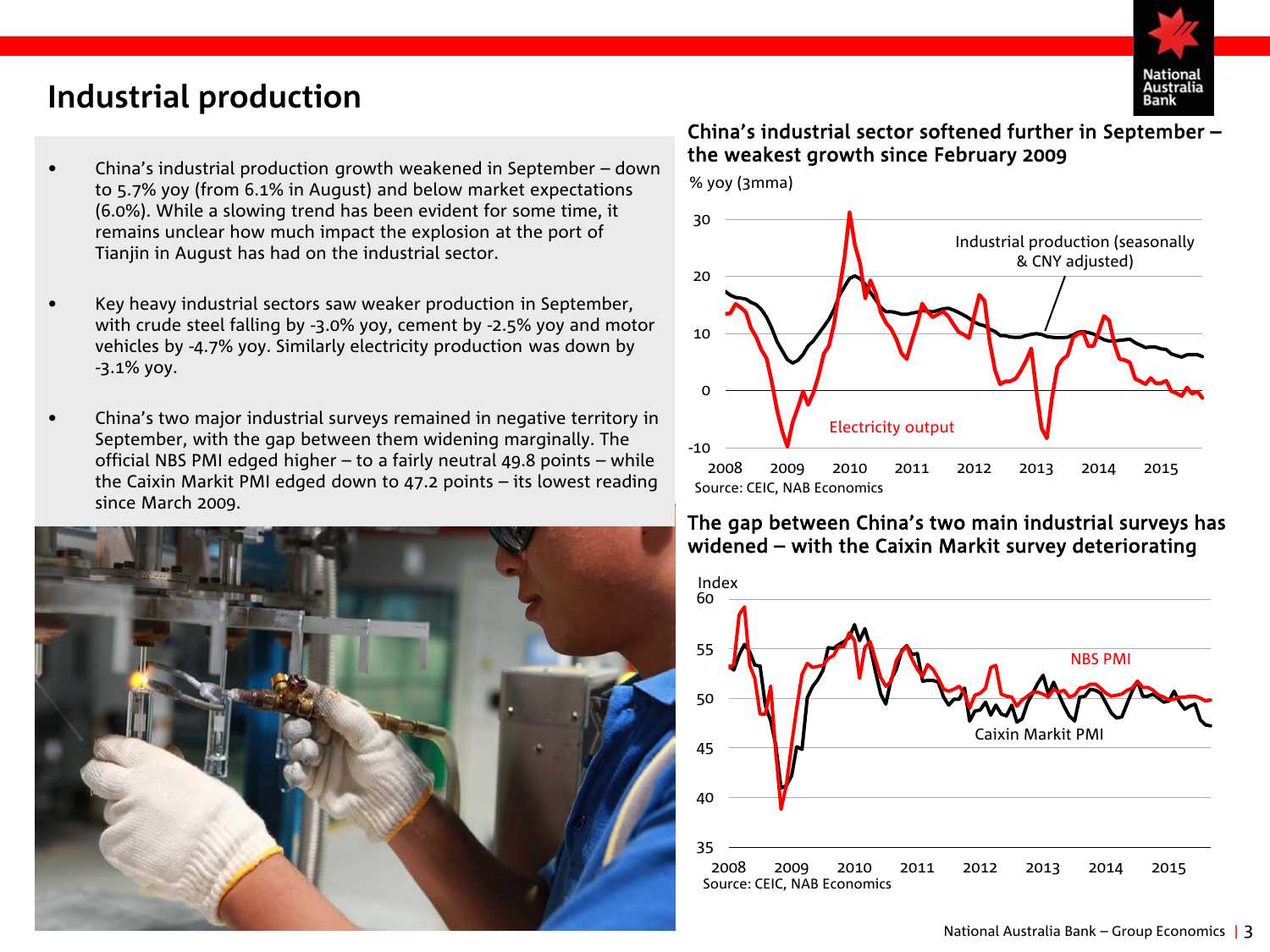# Industrial production

- China's industrial production growth weakened in September – down to 5.7% yoy (from 6.1% in August) and below market expectations (6.0%). While a slowing trend has been evident for some time, it remains unclear how much impact the explosion at the port of Tianjin in August has had on the industrial sector.
- Key heavy industrial sectors saw weaker production in September, with crude steel falling by -3.0% yoy, cement by -2.5% yoy and motor vehicles by -4.7% yoy. Similarly electricity production was down by -3.1% yoy.
- China's two major industrial surveys remained in negative territory in September, with the gap between them widening marginally. The official NBS PMI edged higher – to a fairly neutral 49.8 points – while the Caixin Markit PMI edged down to 47.2 points – its lowest reading since March 2009.

**China's industrial sector softened further in September – the weakest growth since February 2009**

% yoy (3mma)

Industrial production (seasonally & CNY adjusted)

Electricity output

Source: CEIC, NAB Economics

**The gap between China's two main industrial surveys has widened – with the Caixin Markit survey deteriorating**

Index

NBS PMI

Caixin Markit PMI

Source: CEIC, NAB Economics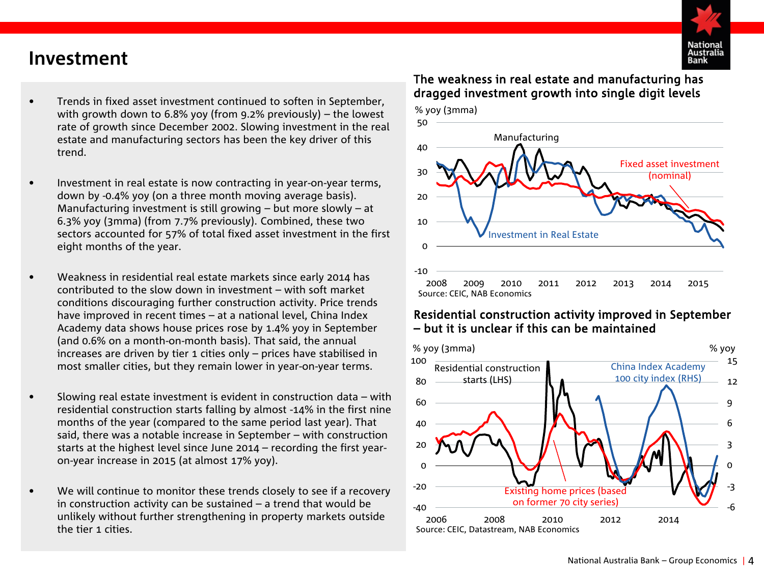# Investment

- Trends in fixed asset investment continued to soften in September, with growth down to 6.8% yoy (from 9.2% previously) – the lowest rate of growth since December 2002. Slowing investment in the real estate and manufacturing sectors has been the key driver of this trend.

- Investment in real estate is now contracting in year-on-year terms, down by -0.4% yoy (on a three month moving average basis). Manufacturing investment is still growing – but more slowly – at 6.3% yoy (3mma) (from 7.7% previously). Combined, these two sectors accounted for 57% of total fixed asset investment in the first eight months of the year.

- Weakness in residential real estate markets since early 2014 has contributed to the slow down in investment – with soft market conditions discouraging further construction activity. Price trends have improved in recent times – at a national level, China Index Academy data shows house prices rose by 1.4% yoy in September (and 0.6% on a month-on-month basis). That said, the annual increases are driven by tier 1 cities only – prices have stabilised in most smaller cities, but they remain lower in year-on-year terms.

- Slowing real estate investment is evident in construction data – with residential construction starts falling by almost -14% in the first nine months of the year (compared to the same period last year). That said, there was a notable increase in September – with construction starts at the highest level since June 2014 – recording the first year-on-year increase in 2015 (at almost 17% yoy).

- We will continue to monitor these trends closely to see if a recovery in construction activity can be sustained – a trend that would be unlikely without further strengthening in property markets outside the tier 1 cities.

**The weakness in real estate and manufacturing has dragged investment growth into single digit levels**

% yoy (3mma)

Manufacturing; Fixed asset investment (nominal); Investment in Real Estate

Source: CEIC, NAB Economics

**Residential construction activity improved in September – but it is unclear if this can be maintained**

% yoy (3mma) — % yoy

Residential construction starts (LHS); China Index Academy 100 city index (RHS); Existing home prices (based on former 70 city series)

Source: CEIC, Datastream, NAB Economics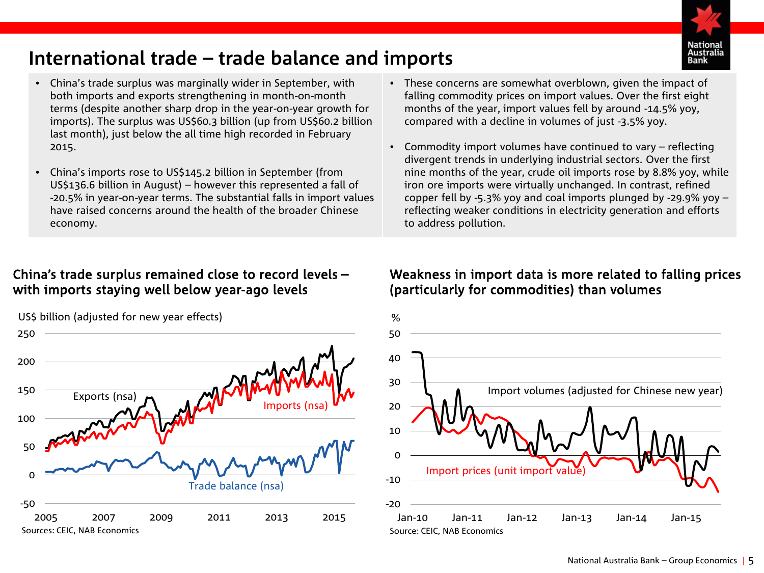# International trade – trade balance and imports

- China's trade surplus was marginally wider in September, with both imports and exports strengthening in month-on-month terms (despite another sharp drop in the year-on-year growth for imports). The surplus was US$60.3 billion (up from US$60.2 billion last month), just below the all time high recorded in February 2015.

- China's imports rose to US$145.2 billion in September (from US$136.6 billion in August) – however this represented a fall of -20.5% in year-on-year terms. The substantial falls in import values have raised concerns around the health of the broader Chinese economy.

- These concerns are somewhat overblown, given the impact of falling commodity prices on import values. Over the first eight months of the year, import values fell by around -14.5% yoy, compared with a decline in volumes of just -3.5% yoy.

- Commodity import volumes have continued to vary – reflecting divergent trends in underlying industrial sectors. Over the first nine months of the year, crude oil imports rose by 8.8% yoy, while iron ore imports were virtually unchanged. In contrast, refined copper fell by -5.3% yoy and coal imports plunged by -29.9% yoy – reflecting weaker conditions in electricity generation and efforts to address pollution.

## China's trade surplus remained close to record levels – with imports staying well below year-ago levels

US$ billion (adjusted for new year effects)

Exports (nsa), Imports (nsa), Trade balance (nsa)

Sources: CEIC, NAB Economics

## Weakness in import data is more related to falling prices (particularly for commodities) than volumes

%

Import volumes (adjusted for Chinese new year), Import prices (unit import value)

Source: CEIC, NAB Economics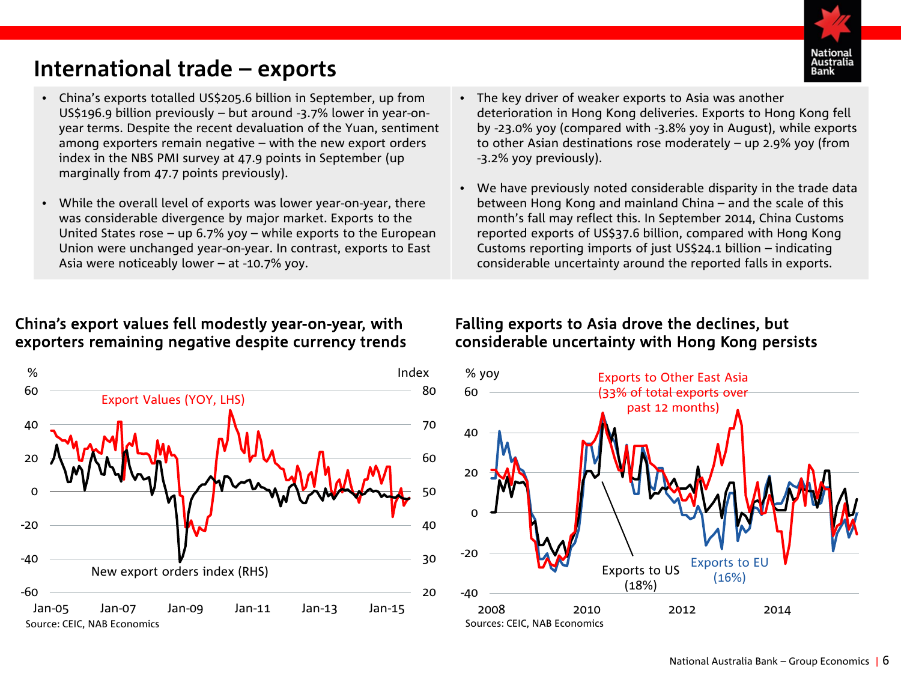# International trade – exports

- China's exports totalled US$205.6 billion in September, up from US$196.9 billion previously – but around -3.7% lower in year-on-year terms. Despite the recent devaluation of the Yuan, sentiment among exporters remain negative – with the new export orders index in the NBS PMI survey at 47.9 points in September (up marginally from 47.7 points previously).
- While the overall level of exports was lower year-on-year, there was considerable divergence by major market. Exports to the United States rose – up 6.7% yoy – while exports to the European Union were unchanged year-on-year. In contrast, exports to East Asia were noticeably lower – at -10.7% yoy.
- The key driver of weaker exports to Asia was another deterioration in Hong Kong deliveries. Exports to Hong Kong fell by -23.0% yoy (compared with -3.8% yoy in August), while exports to other Asian destinations rose moderately – up 2.9% yoy (from -3.2% yoy previously).
- We have previously noted considerable disparity in the trade data between Hong Kong and mainland China – and the scale of this month's fall may reflect this. In September 2014, China Customs reported exports of US$37.6 billion, compared with Hong Kong Customs reporting imports of just US$24.1 billion – indicating considerable uncertainty around the reported falls in exports.

## China's export values fell modestly year-on-year, with exporters remaining negative despite currency trends

Export Values (YOY, LHS); New export orders index (RHS)

Source: CEIC, NAB Economics

## Falling exports to Asia drove the declines, but considerable uncertainty with Hong Kong persists

Exports to Other East Asia (33% of total exports over past 12 months); Exports to US (18%); Exports to EU (16%)

Sources: CEIC, NAB Economics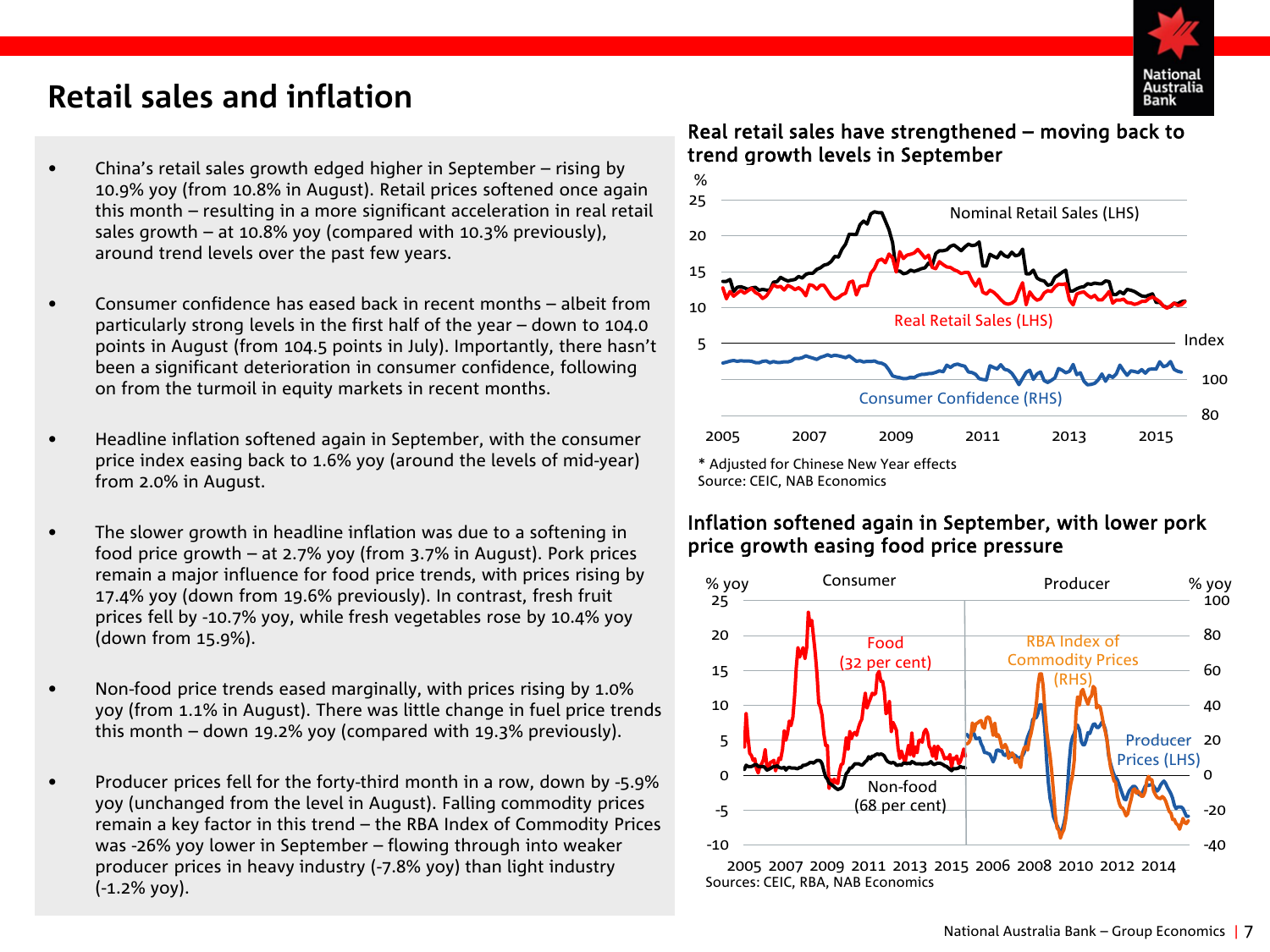# Retail sales and inflation

- China's retail sales growth edged higher in September – rising by 10.9% yoy (from 10.8% in August). Retail prices softened once again this month – resulting in a more significant acceleration in real retail sales growth – at 10.8% yoy (compared with 10.3% previously), around trend levels over the past few years.

- Consumer confidence has eased back in recent months – albeit from particularly strong levels in the first half of the year – down to 104.0 points in August (from 104.5 points in July). Importantly, there hasn't been a significant deterioration in consumer confidence, following on from the turmoil in equity markets in recent months.

- Headline inflation softened again in September, with the consumer price index easing back to 1.6% yoy (around the levels of mid-year) from 2.0% in August.

- The slower growth in headline inflation was due to a softening in food price growth – at 2.7% yoy (from 3.7% in August). Pork prices remain a major influence for food price trends, with prices rising by 17.4% yoy (down from 19.6% previously). In contrast, fresh fruit prices fell by -10.7% yoy, while fresh vegetables rose by 10.4% yoy (down from 15.9%).

- Non-food price trends eased marginally, with prices rising by 1.0% yoy (from 1.1% in August). There was little change in fuel price trends this month – down 19.2% yoy (compared with 19.3% previously).

- Producer prices fell for the forty-third month in a row, down by -5.9% yoy (unchanged from the level in August). Falling commodity prices remain a key factor in this trend – the RBA Index of Commodity Prices was -26% yoy lower in September – flowing through into weaker producer prices in heavy industry (-7.8% yoy) than light industry (-1.2% yoy).

### Real retail sales have strengthened – moving back to trend growth levels in September

\* Adjusted for Chinese New Year effects
Source: CEIC, NAB Economics

### Inflation softened again in September, with lower pork price growth easing food price pressure

Sources: CEIC, RBA, NAB Economics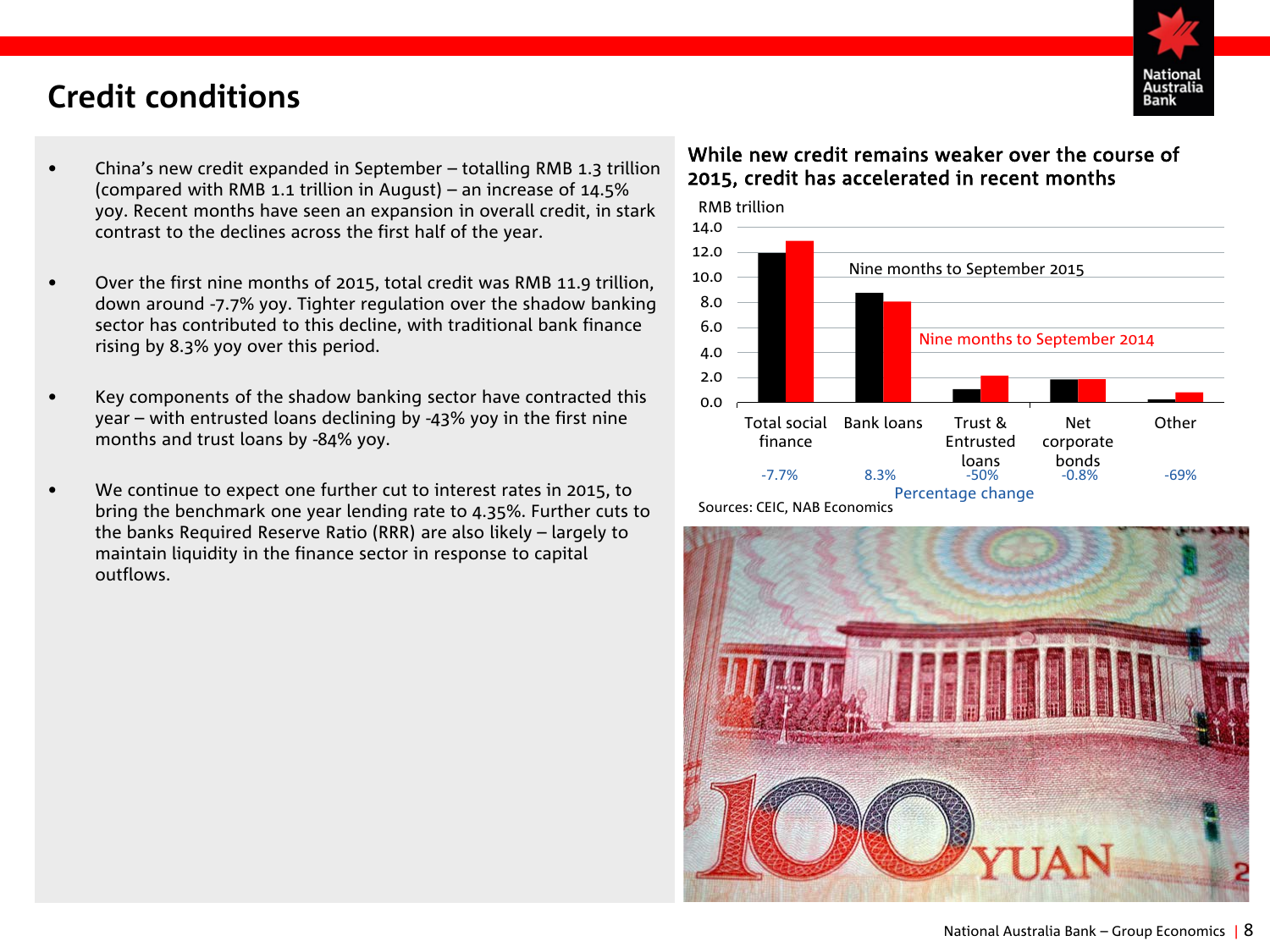# Credit conditions

- China's new credit expanded in September – totalling RMB 1.3 trillion (compared with RMB 1.1 trillion in August) – an increase of 14.5% yoy. Recent months have seen an expansion in overall credit, in stark contrast to the declines across the first half of the year.

- Over the first nine months of 2015, total credit was RMB 11.9 trillion, down around -7.7% yoy. Tighter regulation over the shadow banking sector has contributed to this decline, with traditional bank finance rising by 8.3% yoy over this period.

- Key components of the shadow banking sector have contracted this year – with entrusted loans declining by -43% yoy in the first nine months and trust loans by -84% yoy.

- We continue to expect one further cut to interest rates in 2015, to bring the benchmark one year lending rate to 4.35%. Further cuts to the banks Required Reserve Ratio (RRR) are also likely – largely to maintain liquidity in the finance sector in response to capital outflows.

## While new credit remains weaker over the course of 2015, credit has accelerated in recent months

RMB trillion

| | Total social finance | Bank loans | Trust & Entrusted loans | Net corporate bonds | Other |
|---|---|---|---|---|---|
| Nine months to September 2015 | ~11.9 | ~8.7 | ~1.0 | ~1.8 | ~0.2 |
| Nine months to September 2014 | ~12.9 | ~8.1 | ~2.1 | ~1.8 | ~0.7 |
| Percentage change | -7.7% | 8.3% | -50% | -0.8% | -69% |

Sources: CEIC, NAB Economics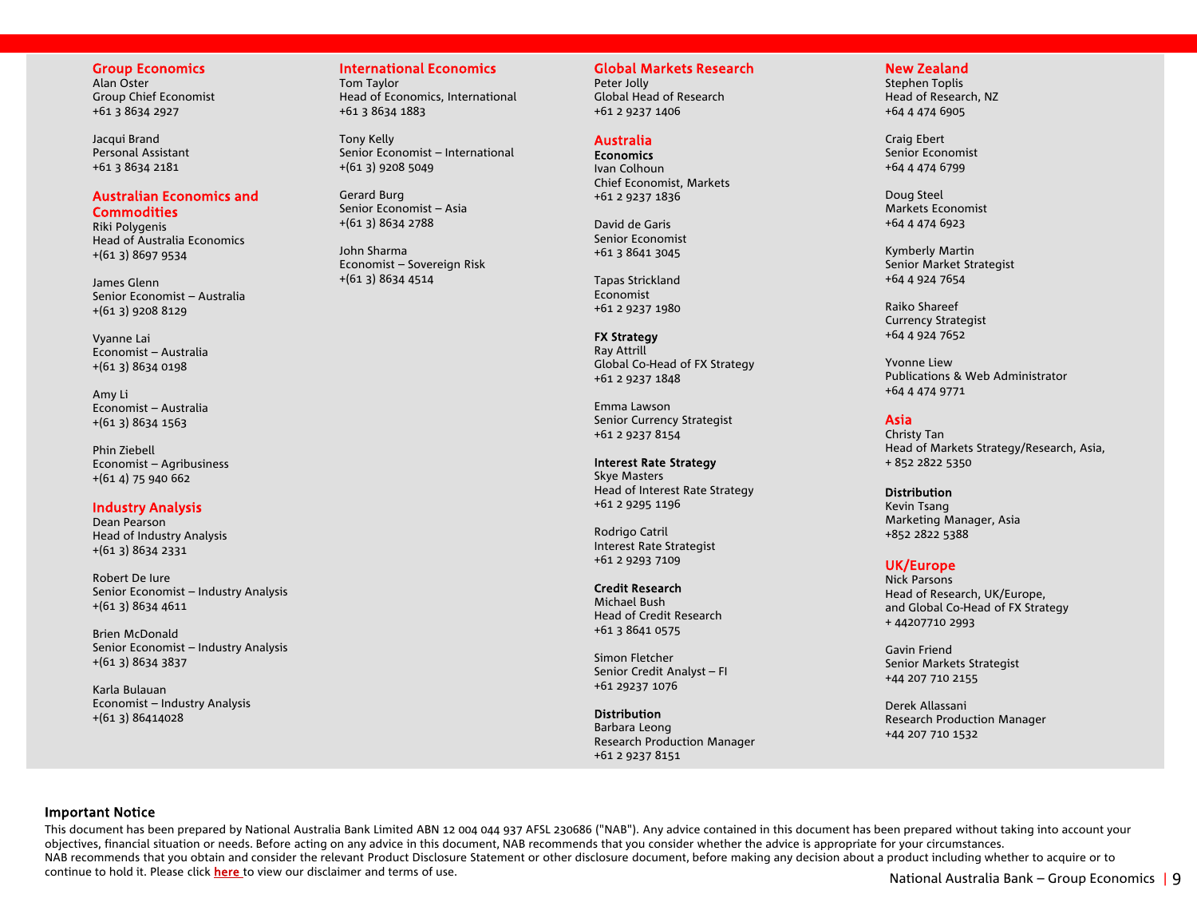## Group Economics

Alan Oster
Group Chief Economist
+61 3 8634 2927

Jacqui Brand
Personal Assistant
+61 3 8634 2181

## Australian Economics and Commodities

Riki Polygenis
Head of Australia Economics
+(61 3) 8697 9534

James Glenn
Senior Economist – Australia
+(61 3) 9208 8129

Vyanne Lai
Economist – Australia
+(61 3) 8634 0198

Amy Li
Economist – Australia
+(61 3) 8634 1563

Phin Ziebell
Economist – Agribusiness
+(61 4) 75 940 662

## Industry Analysis

Dean Pearson
Head of Industry Analysis
+(61 3) 8634 2331

Robert De Iure
Senior Economist – Industry Analysis
+(61 3) 8634 4611

Brien McDonald
Senior Economist – Industry Analysis
+(61 3) 8634 3837

Karla Bulauan
Economist – Industry Analysis
+(61 3) 86414028

## International Economics

Tom Taylor
Head of Economics, International
+61 3 8634 1883

Tony Kelly
Senior Economist – International
+(61 3) 9208 5049

Gerard Burg
Senior Economist – Asia
+(61 3) 8634 2788

John Sharma
Economist – Sovereign Risk
+(61 3) 8634 4514

## Global Markets Research

Peter Jolly
Global Head of Research
+61 2 9237 1406

## Australia

**Economics**

Ivan Colhoun
Chief Economist, Markets
+61 2 9237 1836

David de Garis
Senior Economist
+61 3 8641 3045

Tapas Strickland
Economist
+61 2 9237 1980

**FX Strategy**

Ray Attrill
Global Co-Head of FX Strategy
+61 2 9237 1848

Emma Lawson
Senior Currency Strategist
+61 2 9237 8154

**Interest Rate Strategy**

Skye Masters
Head of Interest Rate Strategy
+61 2 9295 1196

Rodrigo Catril
Interest Rate Strategist
+61 2 9293 7109

**Credit Research**

Michael Bush
Head of Credit Research
+61 3 8641 0575

Simon Fletcher
Senior Credit Analyst – FI
+61 29237 1076

**Distribution**

Barbara Leong
Research Production Manager
+61 2 9237 8151

## New Zealand

Stephen Toplis
Head of Research, NZ
+64 4 474 6905

Craig Ebert
Senior Economist
+64 4 474 6799

Doug Steel
Markets Economist
+64 4 474 6923

Kymberly Martin
Senior Market Strategist
+64 4 924 7654

Raiko Shareef
Currency Strategist
+64 4 924 7652

Yvonne Liew
Publications & Web Administrator
+64 4 474 9771

## Asia

Christy Tan
Head of Markets Strategy/Research, Asia,
+ 852 2822 5350

**Distribution**

Kevin Tsang
Marketing Manager, Asia
+852 2822 5388

## UK/Europe

Nick Parsons
Head of Research, UK/Europe,
and Global Co-Head of FX Strategy
+ 44207710 2993

Gavin Friend
Senior Markets Strategist
+44 207 710 2155

Derek Allassani
Research Production Manager
+44 207 710 1532

**Important Notice**

This document has been prepared by National Australia Bank Limited ABN 12 004 044 937 AFSL 230686 ("NAB"). Any advice contained in this document has been prepared without taking into account your objectives, financial situation or needs. Before acting on any advice in this document, NAB recommends that you consider whether the advice is appropriate for your circumstances.
NAB recommends that you obtain and consider the relevant Product Disclosure Statement or other disclosure document, before making any decision about a product including whether to acquire or to continue to hold it. Please click **here** to view our disclaimer and terms of use.